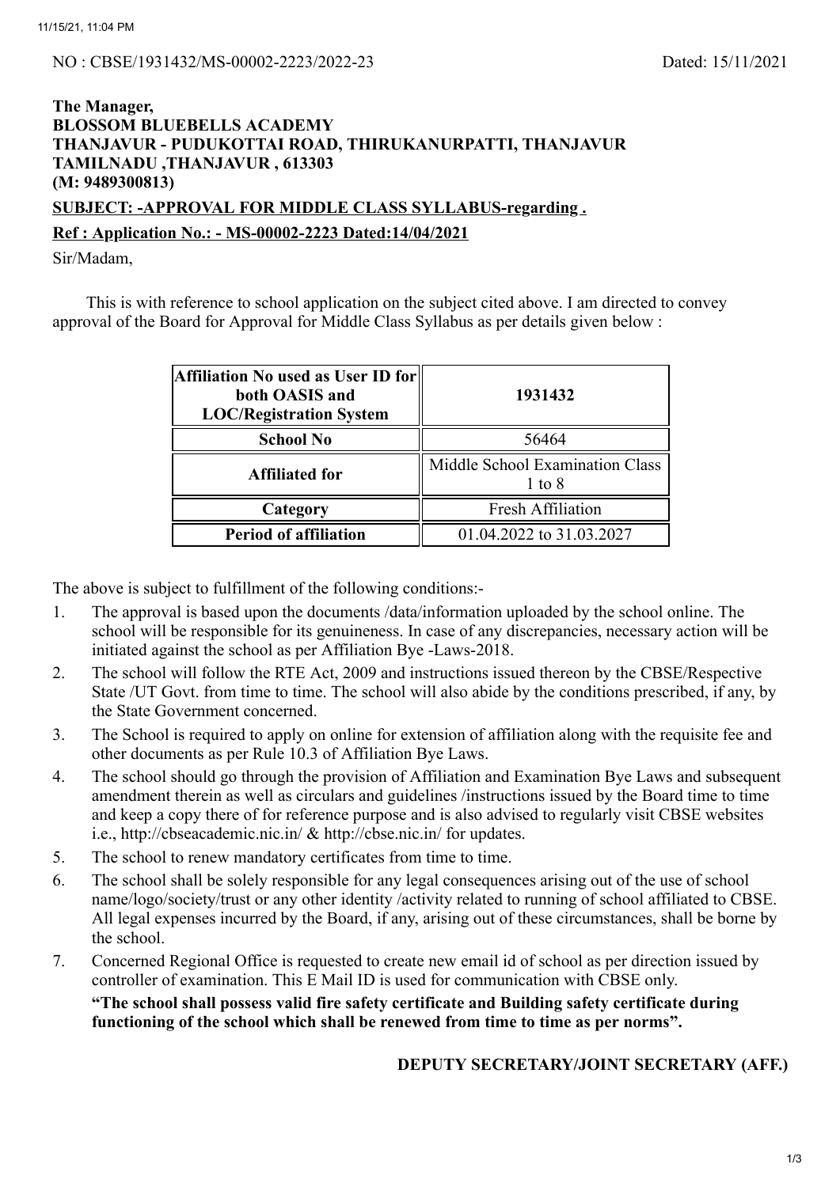NO : CBSE/1931432/MS-00002-2223/2022-23 Dated: 15/11/2021

**The Manager,**
**BLOSSOM BLUEBELLS ACADEMY**
**THANJAVUR - PUDUKOTTAI ROAD, THIRUKANURPATTI, THANJAVUR**
**TAMILNADU ,THANJAVUR , 613303**
**(M: 9489300813)**

**SUBJECT: -APPROVAL FOR MIDDLE CLASS SYLLABUS-regarding .**

**Ref : Application No.: - MS-00002-2223 Dated:14/04/2021**

Sir/Madam,

This is with reference to school application on the subject cited above. I am directed to convey approval of the Board for Approval for Middle Class Syllabus as per details given below :

| **Affiliation No used as User ID for both OASIS and LOC/Registration System** | **1931432** |
|---|---|
| **School No** | 56464 |
| **Affiliated for** | Middle School Examination Class 1 to 8 |
| **Category** | Fresh Affiliation |
| **Period of affiliation** | 01.04.2022 to 31.03.2027 |

The above is subject to fulfillment of the following conditions:-

1. The approval is based upon the documents /data/information uploaded by the school online. The school will be responsible for its genuineness. In case of any discrepancies, necessary action will be initiated against the school as per Affiliation Bye -Laws-2018.
2. The school will follow the RTE Act, 2009 and instructions issued thereon by the CBSE/Respective State /UT Govt. from time to time. The school will also abide by the conditions prescribed, if any, by the State Government concerned.
3. The School is required to apply on online for extension of affiliation along with the requisite fee and other documents as per Rule 10.3 of Affiliation Bye Laws.
4. The school should go through the provision of Affiliation and Examination Bye Laws and subsequent amendment therein as well as circulars and guidelines /instructions issued by the Board time to time and keep a copy there of for reference purpose and is also advised to regularly visit CBSE websites i.e., http://cbseacademic.nic.in/ & http://cbse.nic.in/ for updates.
5. The school to renew mandatory certificates from time to time.
6. The school shall be solely responsible for any legal consequences arising out of the use of school name/logo/society/trust or any other identity /activity related to running of school affiliated to CBSE. All legal expenses incurred by the Board, if any, arising out of these circumstances, shall be borne by the school.
7. Concerned Regional Office is requested to create new email id of school as per direction issued by controller of examination. This E Mail ID is used for communication with CBSE only.

   **"The school shall possess valid fire safety certificate and Building safety certificate during functioning of the school which shall be renewed from time to time as per norms".**

**DEPUTY SECRETARY/JOINT SECRETARY (AFF.)**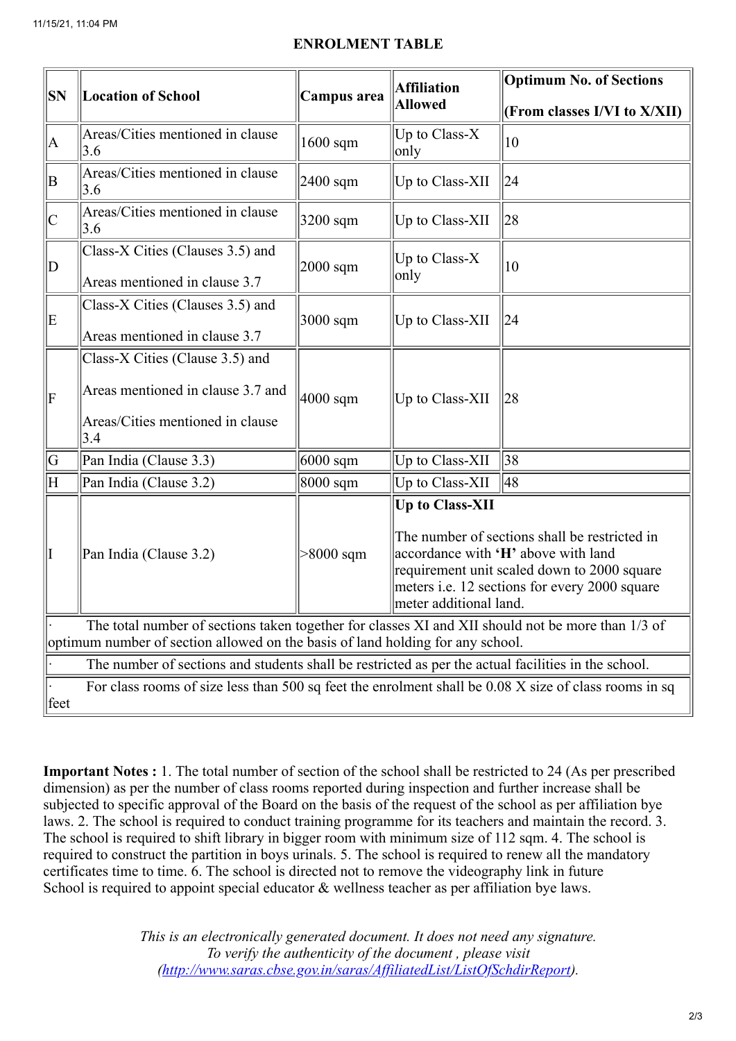## ENROLMENT TABLE

| SN | Location of School | Campus area | Affiliation Allowed | Optimum No. of Sections (From classes I/VI to X/XII) |
|---|---|---|---|---|
| A | Areas/Cities mentioned in clause 3.6 | 1600 sqm | Up to Class-X only | 10 |
| B | Areas/Cities mentioned in clause 3.6 | 2400 sqm | Up to Class-XII | 24 |
| C | Areas/Cities mentioned in clause 3.6 | 3200 sqm | Up to Class-XII | 28 |
| D | Class-X Cities (Clauses 3.5) and Areas mentioned in clause 3.7 | 2000 sqm | Up to Class-X only | 10 |
| E | Class-X Cities (Clauses 3.5) and Areas mentioned in clause 3.7 | 3000 sqm | Up to Class-XII | 24 |
| F | Class-X Cities (Clause 3.5) and Areas mentioned in clause 3.7 and Areas/Cities mentioned in clause 3.4 | 4000 sqm | Up to Class-XII | 28 |
| G | Pan India (Clause 3.3) | 6000 sqm | Up to Class-XII | 38 |
| H | Pan India (Clause 3.2) | 8000 sqm | Up to Class-XII | 48 |
| I | Pan India (Clause 3.2) | >8000 sqm | **Up to Class-XII** The number of sections shall be restricted in accordance with **'H'** above with land requirement unit scaled down to 2000 square meters i.e. 12 sections for every 2000 square meter additional land. | |

- The total number of sections taken together for classes XI and XII should not be more than 1/3 of optimum number of section allowed on the basis of land holding for any school.
- The number of sections and students shall be restricted as per the actual facilities in the school.
- For class rooms of size less than 500 sq feet the enrolment shall be 0.08 X size of class rooms in sq feet

**Important Notes :** 1. The total number of section of the school shall be restricted to 24 (As per prescribed dimension) as per the number of class rooms reported during inspection and further increase shall be subjected to specific approval of the Board on the basis of the request of the school as per affiliation bye laws. 2. The school is required to conduct training programme for its teachers and maintain the record. 3. The school is required to shift library in bigger room with minimum size of 112 sqm. 4. The school is required to construct the partition in boys urinals. 5. The school is required to renew all the mandatory certificates time to time. 6. The school is directed not to remove the videography link in future School is required to appoint special educator & wellness teacher as per affiliation bye laws.

*This is an electronically generated document. It does not need any signature.*
*To verify the authenticity of the document , please visit (http://www.saras.cbse.gov.in/saras/AffiliatedList/ListOfSchdirReport).*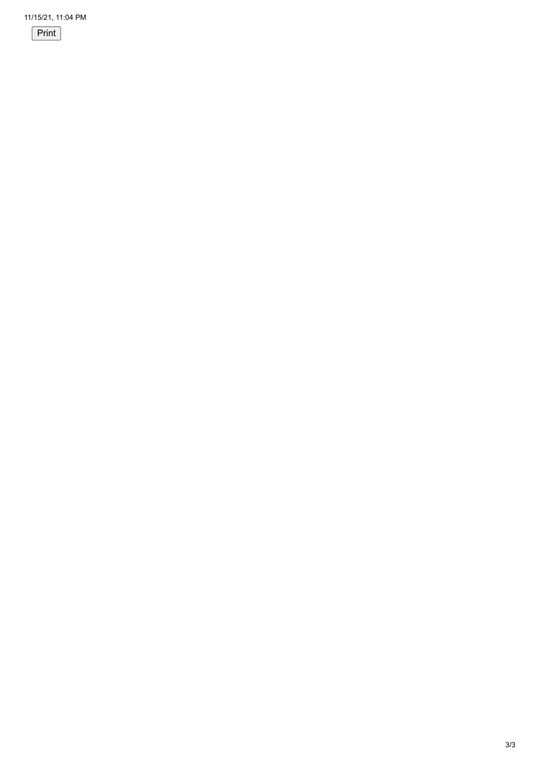Print